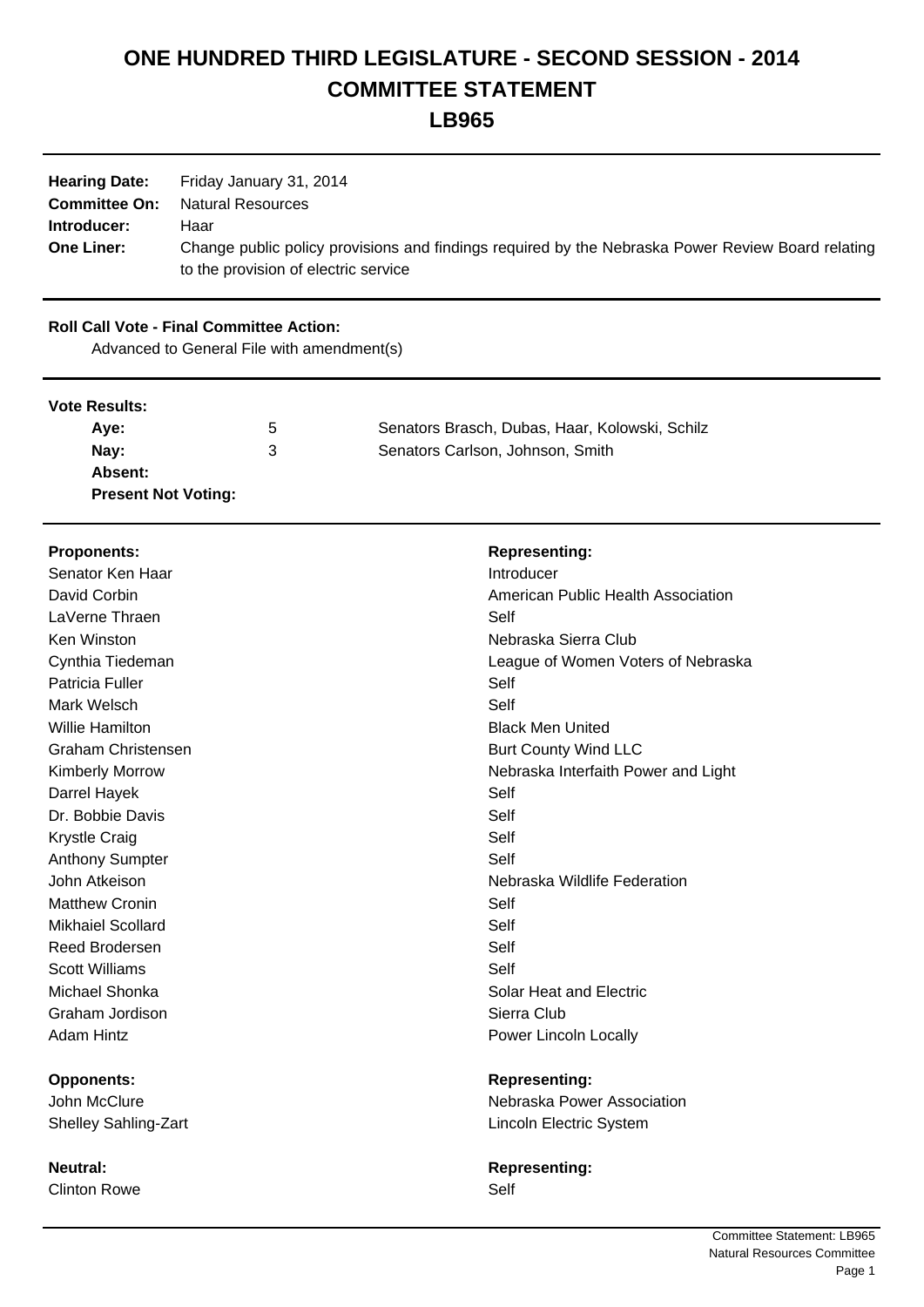# ONE HUNDRED THIRD LEGISLATURE - SECOND SESSION - 2014
# COMMITTEE STATEMENT
# LB965

| | |
|---|---|
| **Hearing Date:** | Friday January 31, 2014 |
| **Committee On:** | Natural Resources |
| **Introducer:** | Haar |
| **One Liner:** | Change public policy provisions and findings required by the Nebraska Power Review Board relating to the provision of electric service |

**Roll Call Vote - Final Committee Action:**

Advanced to General File with amendment(s)

**Vote Results:**

| | | |
|---|---|---|
| **Aye:** | 5 | Senators Brasch, Dubas, Haar, Kolowski, Schilz |
| **Nay:** | 3 | Senators Carlson, Johnson, Smith |
| **Absent:** | | |
| **Present Not Voting:** | | |

| **Proponents:** | **Representing:** |
|---|---|
| Senator Ken Haar | Introducer |
| David Corbin | American Public Health Association |
| LaVerne Thraen | Self |
| Ken Winston | Nebraska Sierra Club |
| Cynthia Tiedeman | League of Women Voters of Nebraska |
| Patricia Fuller | Self |
| Mark Welsch | Self |
| Willie Hamilton | Black Men United |
| Graham Christensen | Burt County Wind LLC |
| Kimberly Morrow | Nebraska Interfaith Power and Light |
| Darrel Hayek | Self |
| Dr. Bobbie Davis | Self |
| Krystle Craig | Self |
| Anthony Sumpter | Self |
| John Atkeison | Nebraska Wildlife Federation |
| Matthew Cronin | Self |
| Mikhaiel Scollard | Self |
| Reed Brodersen | Self |
| Scott Williams | Self |
| Michael Shonka | Solar Heat and Electric |
| Graham Jordison | Sierra Club |
| Adam Hintz | Power Lincoln Locally |

| **Opponents:** | **Representing:** |
|---|---|
| John McClure | Nebraska Power Association |
| Shelley Sahling-Zart | Lincoln Electric System |

| **Neutral:** | **Representing:** |
|---|---|
| Clinton Rowe | Self |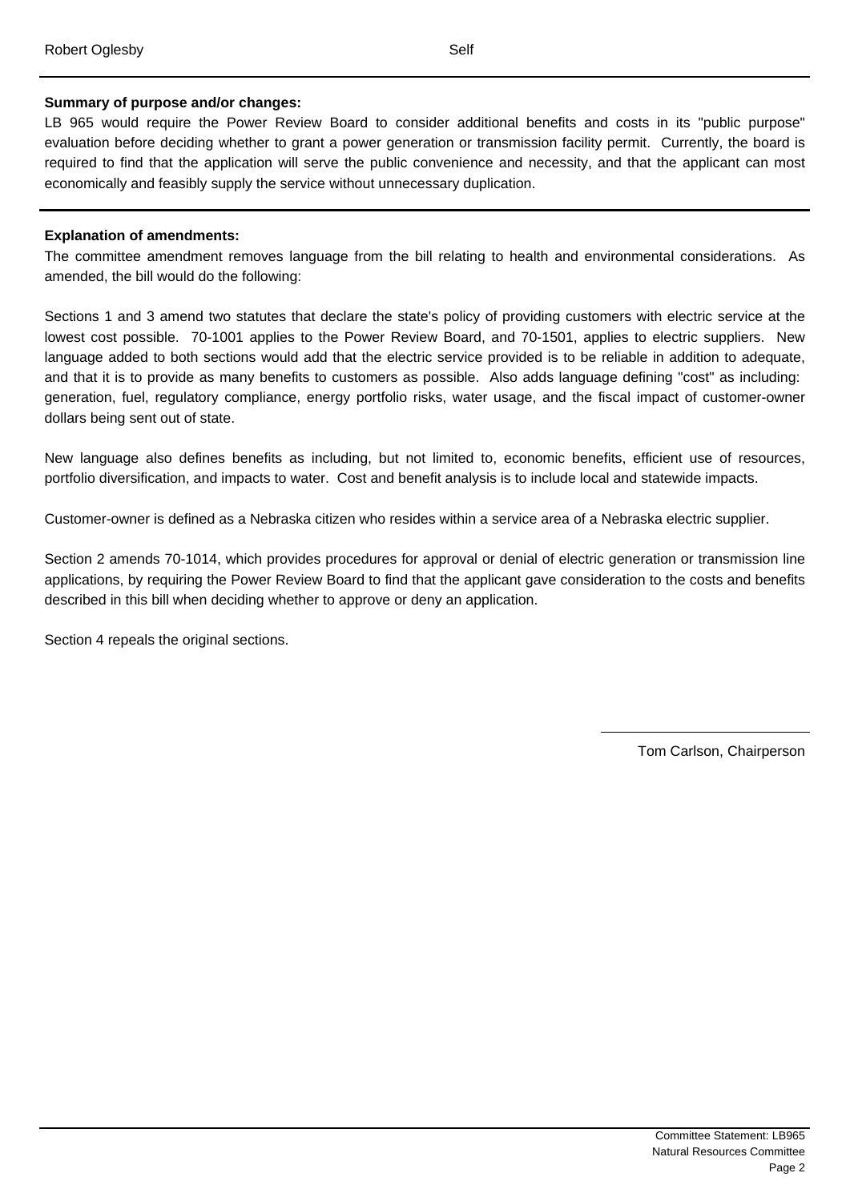| | |
|---|---|
| Robert Oglesby | Self |

**Summary of purpose and/or changes:**

LB 965 would require the Power Review Board to consider additional benefits and costs in its "public purpose" evaluation before deciding whether to grant a power generation or transmission facility permit. Currently, the board is required to find that the application will serve the public convenience and necessity, and that the applicant can most economically and feasibly supply the service without unnecessary duplication.

**Explanation of amendments:**

The committee amendment removes language from the bill relating to health and environmental considerations. As amended, the bill would do the following:

Sections 1 and 3 amend two statutes that declare the state's policy of providing customers with electric service at the lowest cost possible. 70-1001 applies to the Power Review Board, and 70-1501, applies to electric suppliers. New language added to both sections would add that the electric service provided is to be reliable in addition to adequate, and that it is to provide as many benefits to customers as possible. Also adds language defining "cost" as including: generation, fuel, regulatory compliance, energy portfolio risks, water usage, and the fiscal impact of customer-owner dollars being sent out of state.

New language also defines benefits as including, but not limited to, economic benefits, efficient use of resources, portfolio diversification, and impacts to water. Cost and benefit analysis is to include local and statewide impacts.

Customer-owner is defined as a Nebraska citizen who resides within a service area of a Nebraska electric supplier.

Section 2 amends 70-1014, which provides procedures for approval or denial of electric generation or transmission line applications, by requiring the Power Review Board to find that the applicant gave consideration to the costs and benefits described in this bill when deciding whether to approve or deny an application.

Section 4 repeals the original sections.

Tom Carlson, Chairperson